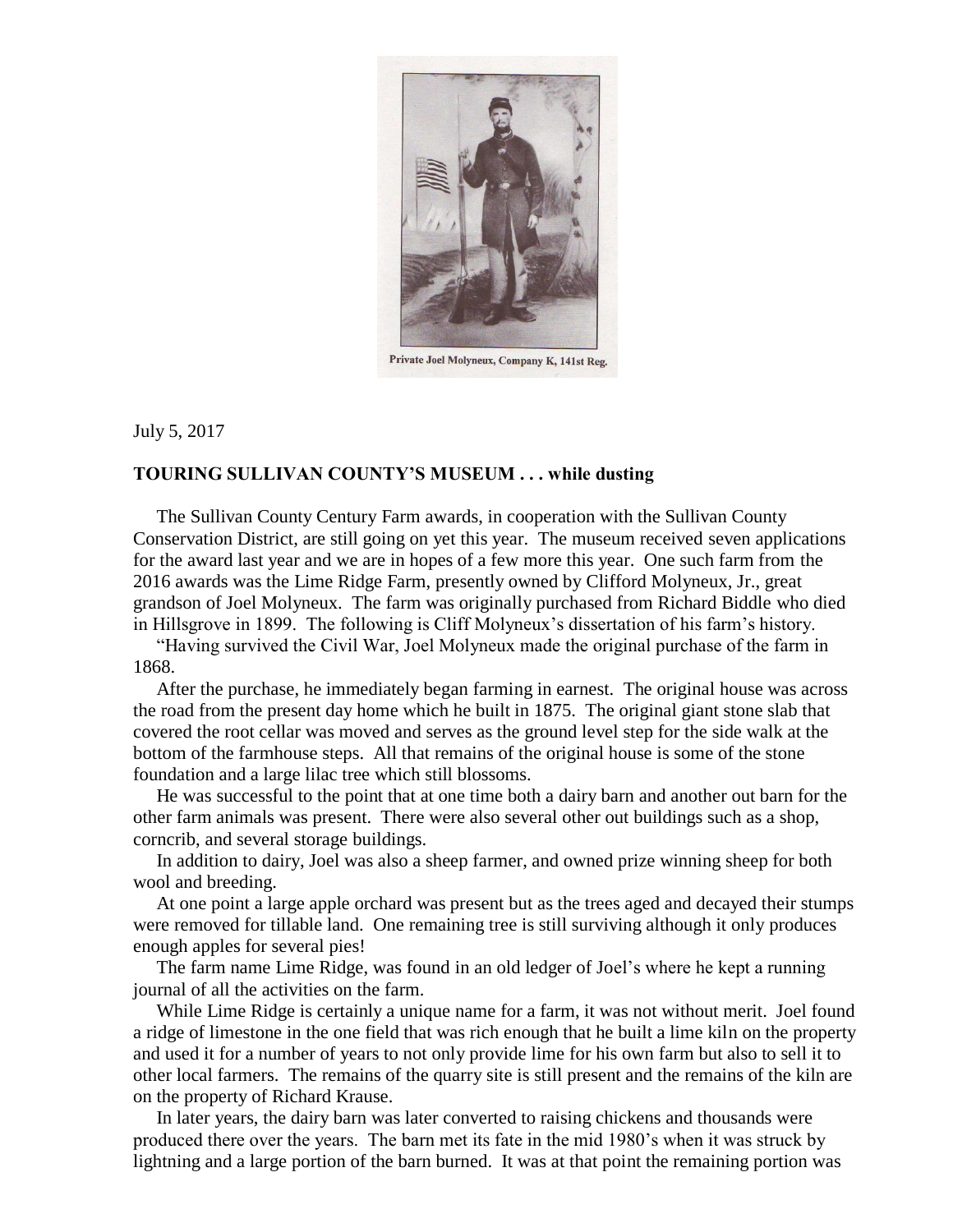Private Joel Molyneux, Company K, 141st Reg.

July 5, 2017

**TOURING SULLIVAN COUNTY'S MUSEUM . . . while dusting**

The Sullivan County Century Farm awards, in cooperation with the Sullivan County Conservation District, are still going on yet this year. The museum received seven applications for the award last year and we are in hopes of a few more this year. One such farm from the 2016 awards was the Lime Ridge Farm, presently owned by Clifford Molyneux, Jr., great grandson of Joel Molyneux. The farm was originally purchased from Richard Biddle who died in Hillsgrove in 1899. The following is Cliff Molyneux's dissertation of his farm's history.

"Having survived the Civil War, Joel Molyneux made the original purchase of the farm in 1868.

After the purchase, he immediately began farming in earnest. The original house was across the road from the present day home which he built in 1875. The original giant stone slab that covered the root cellar was moved and serves as the ground level step for the side walk at the bottom of the farmhouse steps. All that remains of the original house is some of the stone foundation and a large lilac tree which still blossoms.

He was successful to the point that at one time both a dairy barn and another out barn for the other farm animals was present. There were also several other out buildings such as a shop, corncrib, and several storage buildings.

In addition to dairy, Joel was also a sheep farmer, and owned prize winning sheep for both wool and breeding.

At one point a large apple orchard was present but as the trees aged and decayed their stumps were removed for tillable land. One remaining tree is still surviving although it only produces enough apples for several pies!

The farm name Lime Ridge, was found in an old ledger of Joel's where he kept a running journal of all the activities on the farm.

While Lime Ridge is certainly a unique name for a farm, it was not without merit. Joel found a ridge of limestone in the one field that was rich enough that he built a lime kiln on the property and used it for a number of years to not only provide lime for his own farm but also to sell it to other local farmers. The remains of the quarry site is still present and the remains of the kiln are on the property of Richard Krause.

In later years, the dairy barn was later converted to raising chickens and thousands were produced there over the years. The barn met its fate in the mid 1980's when it was struck by lightning and a large portion of the barn burned. It was at that point the remaining portion was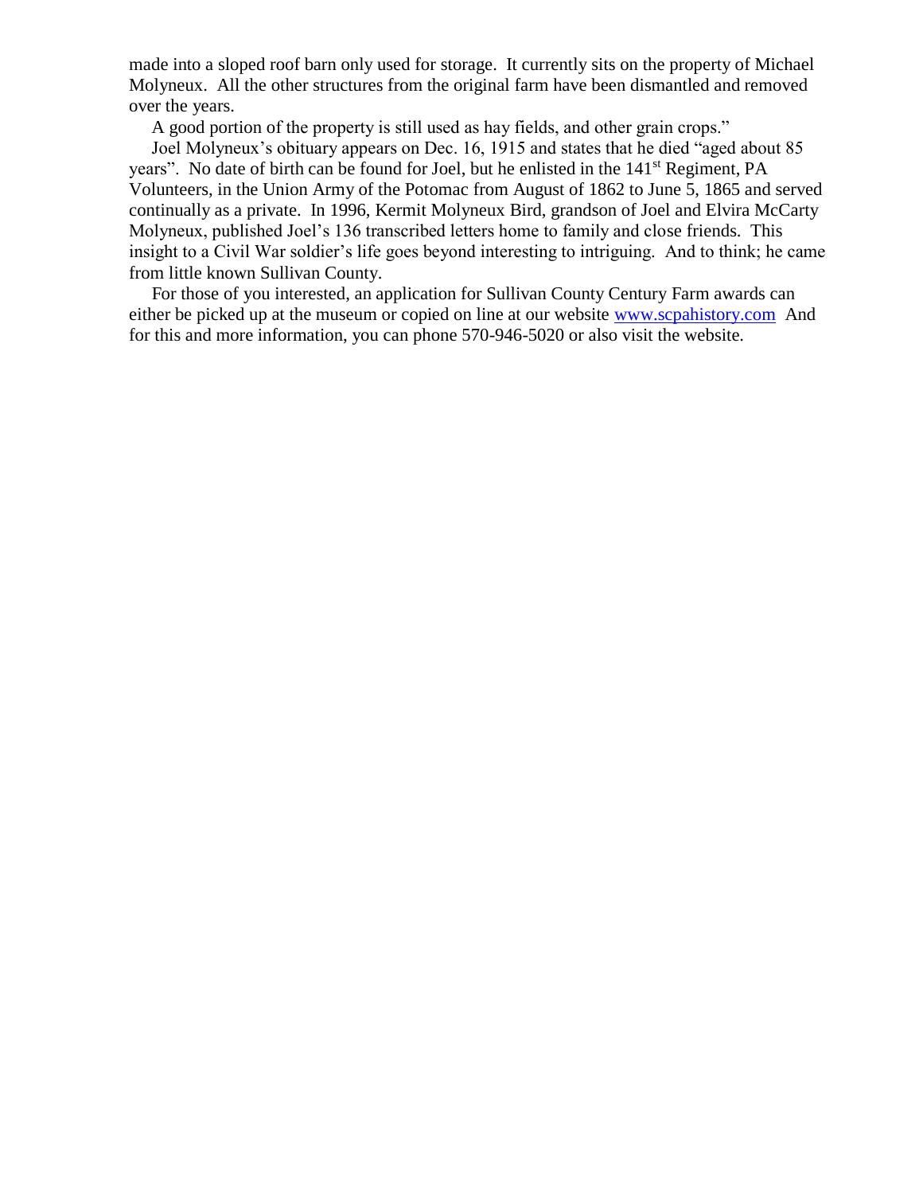made into a sloped roof barn only used for storage. It currently sits on the property of Michael Molyneux. All the other structures from the original farm have been dismantled and removed over the years.

A good portion of the property is still used as hay fields, and other grain crops."

Joel Molyneux's obituary appears on Dec. 16, 1915 and states that he died "aged about 85 years". No date of birth can be found for Joel, but he enlisted in the 141st Regiment, PA Volunteers, in the Union Army of the Potomac from August of 1862 to June 5, 1865 and served continually as a private. In 1996, Kermit Molyneux Bird, grandson of Joel and Elvira McCarty Molyneux, published Joel's 136 transcribed letters home to family and close friends. This insight to a Civil War soldier's life goes beyond interesting to intriguing. And to think; he came from little known Sullivan County.

For those of you interested, an application for Sullivan County Century Farm awards can either be picked up at the museum or copied on line at our website [www.scpahistory.com](http://www.scpahistory.com) And for this and more information, you can phone 570-946-5020 or also visit the website.